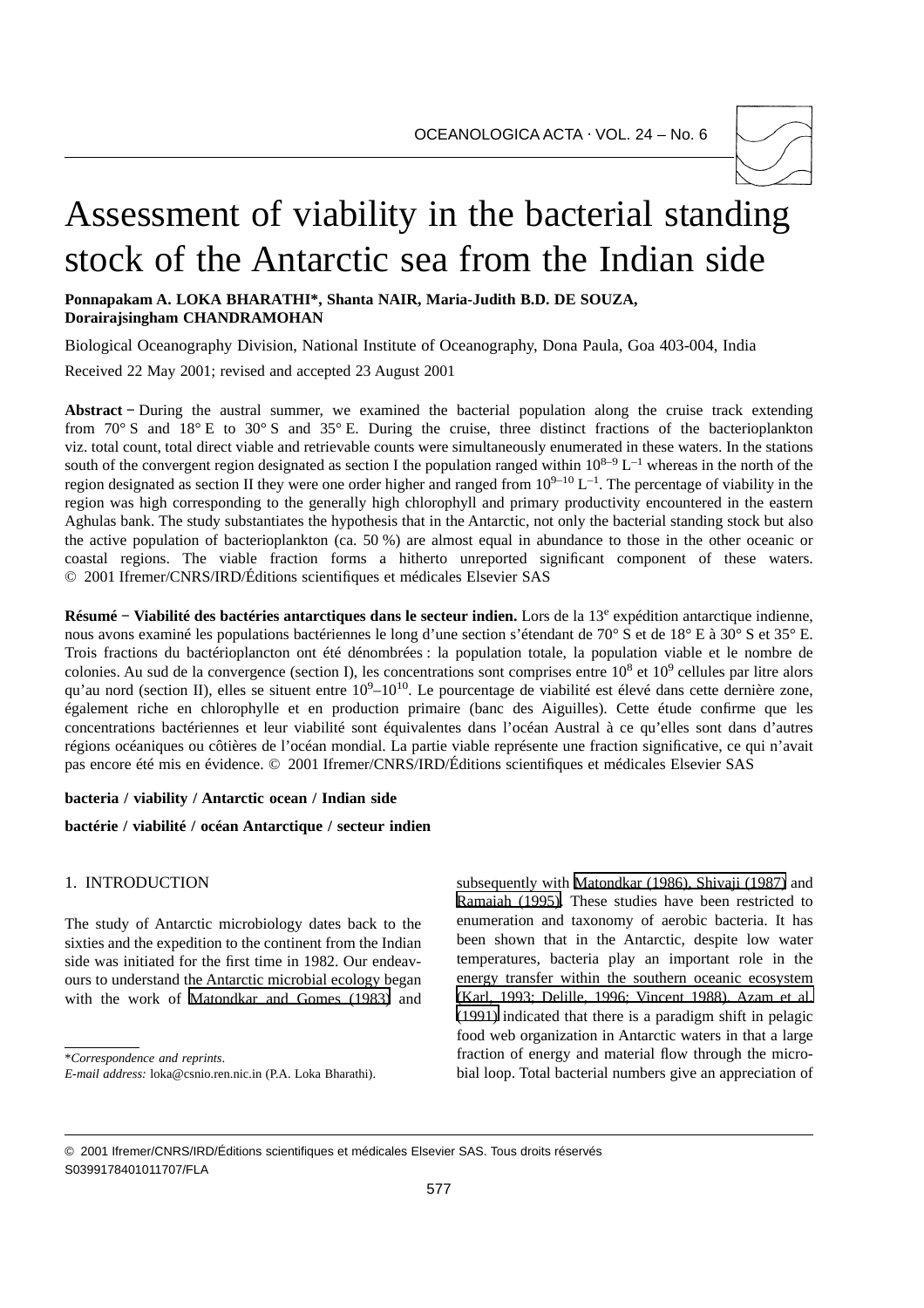# Assessment of viability in the bacterial standing stock of the Antarctic sea from the Indian side

**Ponnapakam A. LOKA BHARATHI*, Shanta NAIR, Maria-Judith B.D. DE SOUZA, Dorairajsingham CHANDRAMOHAN**

Biological Oceanography Division, National Institute of Oceanography, Dona Paula, Goa 403-004, India

Received 22 May 2001; revised and accepted 23 August 2001

**Abstract** – During the austral summer, we examined the bacterial population along the cruise track extending from 70° S and 18° E to 30° S and 35° E. During the cruise, three distinct fractions of the bacterioplankton viz. total count, total direct viable and retrievable counts were simultaneously enumerated in these waters. In the stations south of the convergent region designated as section I the population ranged within $10^{8–9}$ $L^{-1}$ whereas in the north of the region designated as section II they were one order higher and ranged from $10^{9–10}$ $L^{-1}$. The percentage of viability in the region was high corresponding to the generally high chlorophyll and primary productivity encountered in the eastern Aghulas bank. The study substantiates the hypothesis that in the Antarctic, not only the bacterial standing stock but also the active population of bacterioplankton (ca. 50 %) are almost equal in abundance to those in the other oceanic or coastal regions. The viable fraction forms a hitherto unreported significant component of these waters. © 2001 Ifremer/CNRS/IRD/Éditions scientifiques et médicales Elsevier SAS

**Résumé – Viabilité des bactéries antarctiques dans le secteur indien.** Lors de la 13[e] expédition antarctique indienne, nous avons examiné les populations bactériennes le long d'une section s'étendant de 70° S et de 18° E à 30° S et 35° E. Trois fractions du bactérioplancton ont été dénombrées : la population totale, la population viable et le nombre de colonies. Au sud de la convergence (section I), les concentrations sont comprises entre $10^8$ et $10^9$ cellules par litre alors qu'au nord (section II), elles se situent entre $10^9$–$10^{10}$. Le pourcentage de viabilité est élevé dans cette dernière zone, également riche en chlorophylle et en production primaire (banc des Aiguilles). Cette étude confirme que les concentrations bactériennes et leur viabilité sont équivalentes dans l'océan Austral à ce qu'elles sont dans d'autres régions océaniques ou côtières de l'océan mondial. La partie viable représente une fraction significative, ce qui n'avait pas encore été mis en évidence. © 2001 Ifremer/CNRS/IRD/Éditions scientifiques et médicales Elsevier SAS

**bacteria / viability / Antarctic ocean / Indian side**

**bactérie / viabilité / océan Antarctique / secteur indien**

## 1. INTRODUCTION

The study of Antarctic microbiology dates back to the sixties and the expedition to the continent from the Indian side was initiated for the first time in 1982. Our endeavours to understand the Antarctic microbial ecology began with the work of Matondkar and Gomes (1983) and subsequently with Matondkar (1986), Shivaji (1987) and Ramaiah (1995). These studies have been restricted to enumeration and taxonomy of aerobic bacteria. It has been shown that in the Antarctic, despite low water temperatures, bacteria play an important role in the energy transfer within the southern oceanic ecosystem (Karl, 1993; Delille, 1996; Vincent 1988). Azam et al. (1991) indicated that there is a paradigm shift in pelagic food web organization in Antarctic waters in that a large fraction of energy and material flow through the microbial loop. Total bacterial numbers give an appreciation of

*Correspondence and reprints.
*E-mail address:* loka@csnio.ren.nic.in (P.A. Loka Bharathi).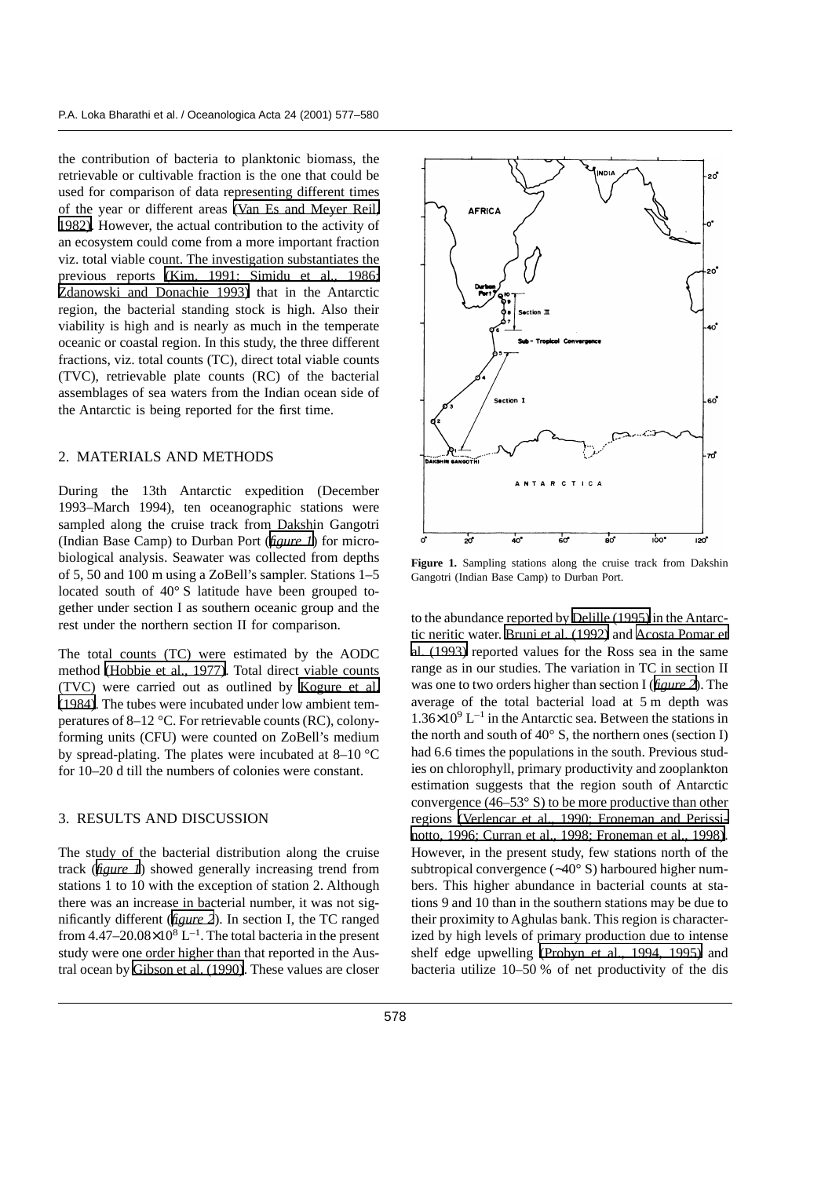the contribution of bacteria to planktonic biomass, the retrievable or cultivable fraction is the one that could be used for comparison of data representing different times of the year or different areas (Van Es and Meyer Reil, 1982). However, the actual contribution to the activity of an ecosystem could come from a more important fraction viz. total viable count. The investigation substantiates the previous reports (Kim, 1991; Simidu et al., 1986; Zdanowski and Donachie 1993) that in the Antarctic region, the bacterial standing stock is high. Also their viability is high and is nearly as much in the temperate oceanic or coastal region. In this study, the three different fractions, viz. total counts (TC), direct total viable counts (TVC), retrievable plate counts (RC) of the bacterial assemblages of sea waters from the Indian ocean side of the Antarctic is being reported for the first time.

## 2. MATERIALS AND METHODS

During the 13th Antarctic expedition (December 1993–March 1994), ten oceanographic stations were sampled along the cruise track from Dakshin Gangotri (Indian Base Camp) to Durban Port (*figure 1*) for microbiological analysis. Seawater was collected from depths of 5, 50 and 100 m using a ZoBell's sampler. Stations 1–5 located south of 40° S latitude have been grouped together under section I as southern oceanic group and the rest under the northern section II for comparison.

The total counts (TC) were estimated by the AODC method (Hobbie et al., 1977). Total direct viable counts (TVC) were carried out as outlined by Kogure et al. (1984). The tubes were incubated under low ambient temperatures of 8–12 °C. For retrievable counts (RC), colony-forming units (CFU) were counted on ZoBell's medium by spread-plating. The plates were incubated at 8–10 °C for 10–20 d till the numbers of colonies were constant.

## 3. RESULTS AND DISCUSSION

The study of the bacterial distribution along the cruise track (*figure 1*) showed generally increasing trend from stations 1 to 10 with the exception of station 2. Although there was an increase in bacterial number, it was not significantly different (*figure 2*). In section I, the TC ranged from $4.47–20.08 \times 10^8$ L$^{-1}$. The total bacteria in the present study were one order higher than that reported in the Austral ocean by Gibson et al. (1990). These values are closer to the abundance reported by Delille (1995) in the Antarctic neritic water. Bruni et al. (1992) and Acosta Pomar et al. (1993) reported values for the Ross sea in the same range as in our studies. The variation in TC in section II was one to two orders higher than section I (*figure 2*). The average of the total bacterial load at 5 m depth was $1.36 \times 10^9$ L$^{-1}$ in the Antarctic sea. Between the stations in the north and south of 40° S, the northern ones (section I) had 6.6 times the populations in the south. Previous studies on chlorophyll, primary productivity and zooplankton estimation suggests that the region south of Antarctic convergence (46–53° S) to be more productive than other regions (Verlencar et al., 1990; Froneman and Perissinotto, 1996; Curran et al., 1998; Froneman et al., 1998). However, in the present study, few stations north of the subtropical convergence (~40° S) harboured higher numbers. This higher abundance in bacterial counts at stations 9 and 10 than in the southern stations may be due to their proximity to Aghulas bank. This region is characterized by high levels of primary production due to intense shelf edge upwelling (Probyn et al., 1994, 1995) and bacteria utilize 10–50 % of net productivity of the dis

**Figure 1.** Sampling stations along the cruise track from Dakshin Gangotri (Indian Base Camp) to Durban Port.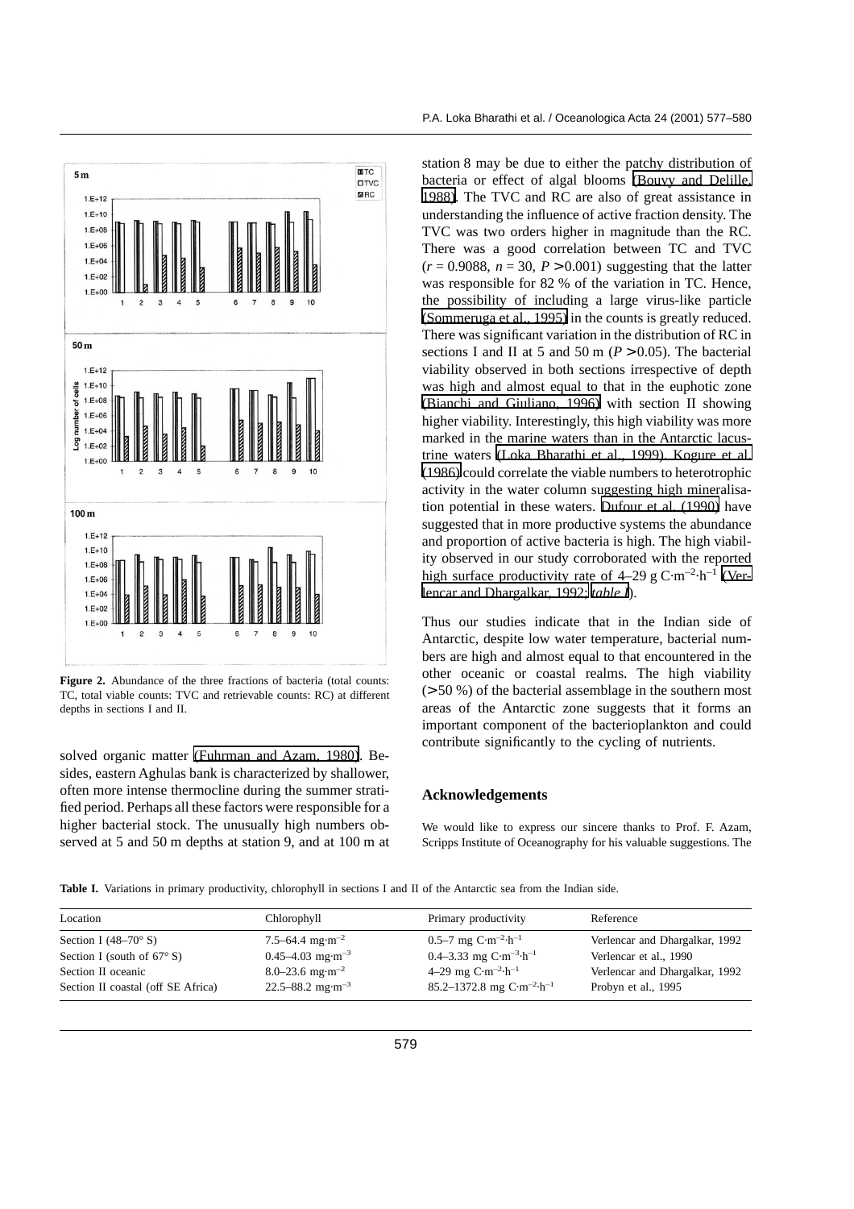Figure 2. Abundance of the three fractions of bacteria (total counts: TC, total viable counts: TVC and retrievable counts: RC) at different depths in sections I and II.

solved organic matter (Fuhrman and Azam, 1980). Besides, eastern Aghulas bank is characterized by shallower, often more intense thermocline during the summer stratified period. Perhaps all these factors were responsible for a higher bacterial stock. The unusually high numbers observed at 5 and 50 m depths at station 9, and at 100 m at station 8 may be due to either the patchy distribution of bacteria or effect of algal blooms (Bouvy and Delille, 1988). The TVC and RC are also of great assistance in understanding the influence of active fraction density. The TVC was two orders higher in magnitude than the RC. There was a good correlation between TC and TVC ($r = 0.9088$, $n = 30$, $P > 0.001$) suggesting that the latter was responsible for 82 % of the variation in TC. Hence, the possibility of including a large virus-like particle (Sommeruga et al., 1995) in the counts is greatly reduced. There was significant variation in the distribution of RC in sections I and II at 5 and 50 m ($P > 0.05$). The bacterial viability observed in both sections irrespective of depth was high and almost equal to that in the euphotic zone (Bianchi and Giuliano, 1996) with section II showing higher viability. Interestingly, this high viability was more marked in the marine waters than in the Antarctic lacustrine waters (Loka Bharathi et al., 1999). Kogure et al. (1986) could correlate the viable numbers to heterotrophic activity in the water column suggesting high mineralisation potential in these waters. Dufour et al. (1990) have suggested that in more productive systems the abundance and proportion of active bacteria is high. The high viability observed in our study corroborated with the reported high surface productivity rate of 4–29 g $C \cdot m^{-2} \cdot h^{-1}$ (Verlencar and Dhargalkar, 1992; *table I*).

Thus our studies indicate that in the Indian side of Antarctic, despite low water temperature, bacterial numbers are high and almost equal to that encountered in the other oceanic or coastal realms. The high viability (> 50 %) of the bacterial assemblage in the southern most areas of the Antarctic zone suggests that it forms an important component of the bacterioplankton and could contribute significantly to the cycling of nutrients.

## Acknowledgements

We would like to express our sincere thanks to Prof. F. Azam, Scripps Institute of Oceanography for his valuable suggestions. The

**Table I.** Variations in primary productivity, chlorophyll in sections I and II of the Antarctic sea from the Indian side.

| Location | Chlorophyll | Primary productivity | Reference |
|---|---|---|---|
| Section I (48–70° S) | 7.5–64.4 $mg \cdot m^{-2}$ | 0.5–7 mg $C \cdot m^{-2} \cdot h^{-1}$ | Verlencar and Dhargalkar, 1992 |
| Section I (south of 67° S) | 0.45–4.03 $mg \cdot m^{-3}$ | 0.4–3.33 mg $C \cdot m^{-3} \cdot h^{-1}$ | Verlencar et al., 1990 |
| Section II oceanic | 8.0–23.6 $mg \cdot m^{-2}$ | 4–29 mg $C \cdot m^{-2} \cdot h^{-1}$ | Verlencar and Dhargalkar, 1992 |
| Section II coastal (off SE Africa) | 22.5–88.2 $mg \cdot m^{-3}$ | 85.2–1372.8 mg $C \cdot m^{-2} \cdot h^{-1}$ | Probyn et al., 1995 |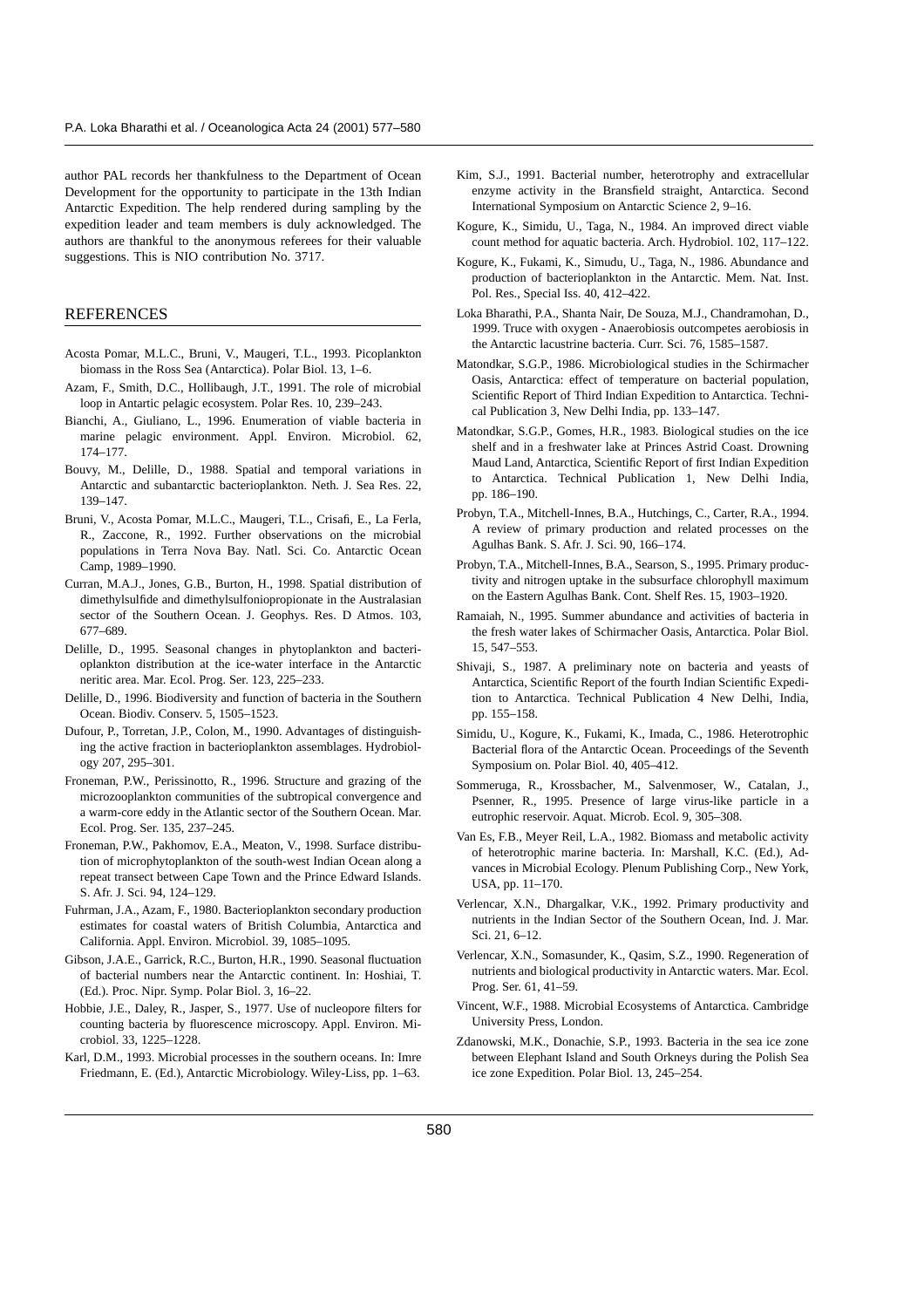author PAL records her thankfulness to the Department of Ocean Development for the opportunity to participate in the 13th Indian Antarctic Expedition. The help rendered during sampling by the expedition leader and team members is duly acknowledged. The authors are thankful to the anonymous referees for their valuable suggestions. This is NIO contribution No. 3717.

## REFERENCES

Acosta Pomar, M.L.C., Bruni, V., Maugeri, T.L., 1993. Picoplankton biomass in the Ross Sea (Antarctica). Polar Biol. 13, 1–6.

Azam, F., Smith, D.C., Hollibaugh, J.T., 1991. The role of microbial loop in Antartic pelagic ecosystem. Polar Res. 10, 239–243.

Bianchi, A., Giuliano, L., 1996. Enumeration of viable bacteria in marine pelagic environment. Appl. Environ. Microbiol. 62, 174–177.

Bouvy, M., Delille, D., 1988. Spatial and temporal variations in Antarctic and subantarctic bacterioplankton. Neth. J. Sea Res. 22, 139–147.

Bruni, V., Acosta Pomar, M.L.C., Maugeri, T.L., Crisafi, E., La Ferla, R., Zaccone, R., 1992. Further observations on the microbial populations in Terra Nova Bay. Natl. Sci. Co. Antarctic Ocean Camp, 1989–1990.

Curran, M.A.J., Jones, G.B., Burton, H., 1998. Spatial distribution of dimethylsulfide and dimethylsulfoniopropionate in the Australasian sector of the Southern Ocean. J. Geophys. Res. D Atmos. 103, 677–689.

Delille, D., 1995. Seasonal changes in phytoplankton and bacterioplankton distribution at the ice-water interface in the Antarctic neritic area. Mar. Ecol. Prog. Ser. 123, 225–233.

Delille, D., 1996. Biodiversity and function of bacteria in the Southern Ocean. Biodiv. Conserv. 5, 1505–1523.

Dufour, P., Torretan, J.P., Colon, M., 1990. Advantages of distinguishing the active fraction in bacterioplankton assemblages. Hydrobiology 207, 295–301.

Froneman, P.W., Perissinotto, R., 1996. Structure and grazing of the microzooplankton communities of the subtropical convergence and a warm-core eddy in the Atlantic sector of the Southern Ocean. Mar. Ecol. Prog. Ser. 135, 237–245.

Froneman, P.W., Pakhomov, E.A., Meaton, V., 1998. Surface distribution of microphytoplankton of the south-west Indian Ocean along a repeat transect between Cape Town and the Prince Edward Islands. S. Afr. J. Sci. 94, 124–129.

Fuhrman, J.A., Azam, F., 1980. Bacterioplankton secondary production estimates for coastal waters of British Columbia, Antarctica and California. Appl. Environ. Microbiol. 39, 1085–1095.

Gibson, J.A.E., Garrick, R.C., Burton, H.R., 1990. Seasonal fluctuation of bacterial numbers near the Antarctic continent. In: Hoshiai, T. (Ed.). Proc. Nipr. Symp. Polar Biol. 3, 16–22.

Hobbie, J.E., Daley, R., Jasper, S., 1977. Use of nucleopore filters for counting bacteria by fluorescence microscopy. Appl. Environ. Microbiol. 33, 1225–1228.

Karl, D.M., 1993. Microbial processes in the southern oceans. In: Imre Friedmann, E. (Ed.), Antarctic Microbiology. Wiley-Liss, pp. 1–63.

Kim, S.J., 1991. Bacterial number, heterotrophy and extracellular enzyme activity in the Bransfield straight, Antarctica. Second International Symposium on Antarctic Science 2, 9–16.

Kogure, K., Simidu, U., Taga, N., 1984. An improved direct viable count method for aquatic bacteria. Arch. Hydrobiol. 102, 117–122.

Kogure, K., Fukami, K., Simudu, U., Taga, N., 1986. Abundance and production of bacterioplankton in the Antarctic. Mem. Nat. Inst. Pol. Res., Special Iss. 40, 412–422.

Loka Bharathi, P.A., Shanta Nair, De Souza, M.J., Chandramohan, D., 1999. Truce with oxygen - Anaerobiosis outcompetes aerobiosis in the Antarctic lacustrine bacteria. Curr. Sci. 76, 1585–1587.

Matondkar, S.G.P., 1986. Microbiological studies in the Schirmacher Oasis, Antarctica: effect of temperature on bacterial population, Scientific Report of Third Indian Expedition to Antarctica. Technical Publication 3, New Delhi India, pp. 133–147.

Matondkar, S.G.P., Gomes, H.R., 1983. Biological studies on the ice shelf and in a freshwater lake at Princes Astrid Coast. Drowning Maud Land, Antarctica, Scientific Report of first Indian Expedition to Antarctica. Technical Publication 1, New Delhi India, pp. 186–190.

Probyn, T.A., Mitchell-Innes, B.A., Hutchings, C., Carter, R.A., 1994. A review of primary production and related processes on the Agulhas Bank. S. Afr. J. Sci. 90, 166–174.

Probyn, T.A., Mitchell-Innes, B.A., Searson, S., 1995. Primary productivity and nitrogen uptake in the subsurface chlorophyll maximum on the Eastern Agulhas Bank. Cont. Shelf Res. 15, 1903–1920.

Ramaiah, N., 1995. Summer abundance and activities of bacteria in the fresh water lakes of Schirmacher Oasis, Antarctica. Polar Biol. 15, 547–553.

Shivaji, S., 1987. A preliminary note on bacteria and yeasts of Antarctica, Scientific Report of the fourth Indian Scientific Expedition to Antarctica. Technical Publication 4 New Delhi, India, pp. 155–158.

Simidu, U., Kogure, K., Fukami, K., Imada, C., 1986. Heterotrophic Bacterial flora of the Antarctic Ocean. Proceedings of the Seventh Symposium on. Polar Biol. 40, 405–412.

Sommeruga, R., Krossbacher, M., Salvenmoser, W., Catalan, J., Psenner, R., 1995. Presence of large virus-like particle in a eutrophic reservoir. Aquat. Microb. Ecol. 9, 305–308.

Van Es, F.B., Meyer Reil, L.A., 1982. Biomass and metabolic activity of heterotrophic marine bacteria. In: Marshall, K.C. (Ed.), Advances in Microbial Ecology. Plenum Publishing Corp., New York, USA, pp. 11–170.

Verlencar, X.N., Dhargalkar, V.K., 1992. Primary productivity and nutrients in the Indian Sector of the Southern Ocean, Ind. J. Mar. Sci. 21, 6–12.

Verlencar, X.N., Somasunder, K., Qasim, S.Z., 1990. Regeneration of nutrients and biological productivity in Antarctic waters. Mar. Ecol. Prog. Ser. 61, 41–59.

Vincent, W.F., 1988. Microbial Ecosystems of Antarctica. Cambridge University Press, London.

Zdanowski, M.K., Donachie, S.P., 1993. Bacteria in the sea ice zone between Elephant Island and South Orkneys during the Polish Sea ice zone Expedition. Polar Biol. 13, 245–254.